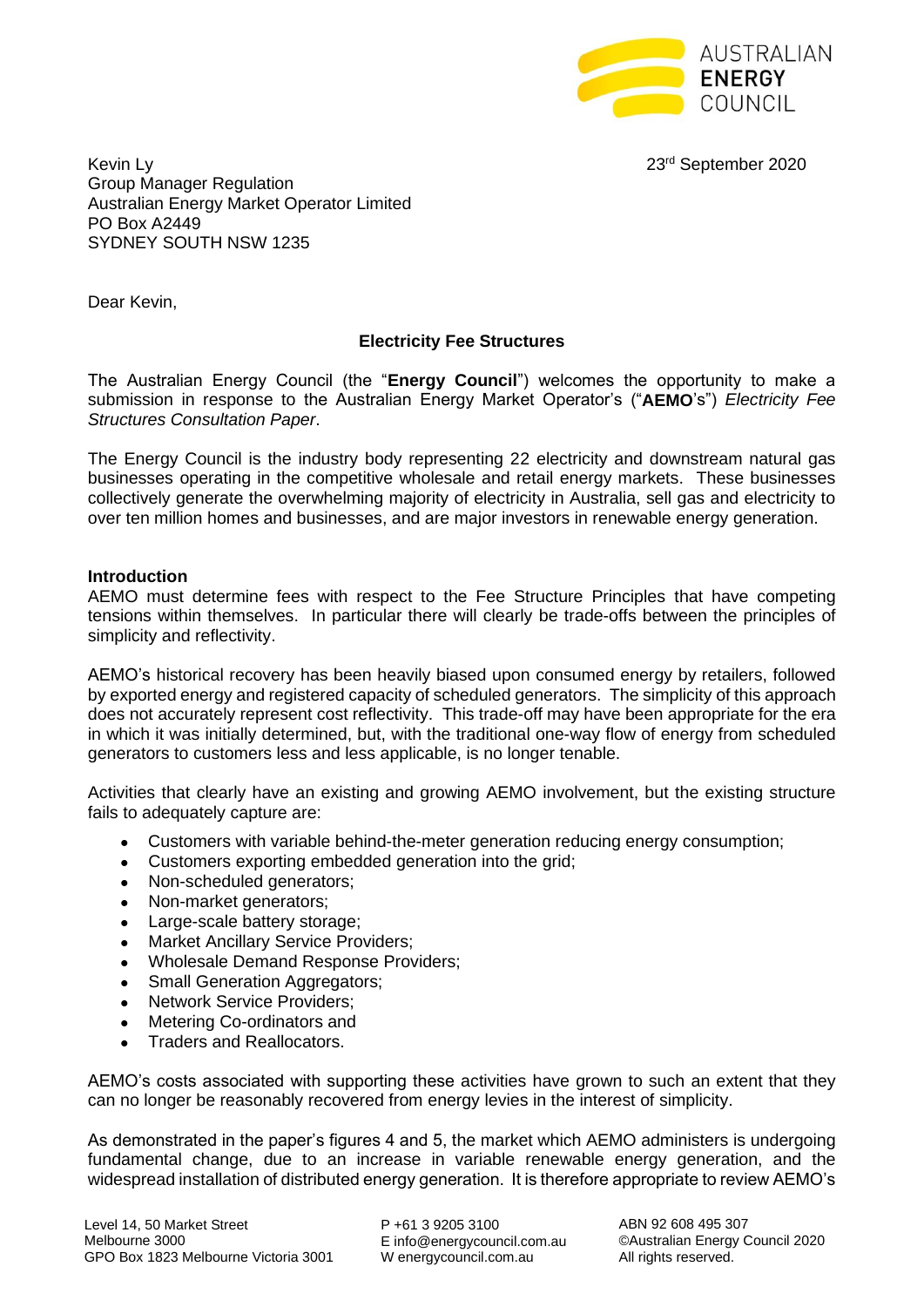23rd September 2020

Kevin Ly
Group Manager Regulation
Australian Energy Market Operator Limited
PO Box A2449
SYDNEY SOUTH NSW 1235

Dear Kevin,

**Electricity Fee Structures**

The Australian Energy Council (the "**Energy Council**") welcomes the opportunity to make a submission in response to the Australian Energy Market Operator's ("**AEMO**'s") *Electricity Fee Structures Consultation Paper*.

The Energy Council is the industry body representing 22 electricity and downstream natural gas businesses operating in the competitive wholesale and retail energy markets. These businesses collectively generate the overwhelming majority of electricity in Australia, sell gas and electricity to over ten million homes and businesses, and are major investors in renewable energy generation.

**Introduction**

AEMO must determine fees with respect to the Fee Structure Principles that have competing tensions within themselves. In particular there will clearly be trade-offs between the principles of simplicity and reflectivity.

AEMO's historical recovery has been heavily biased upon consumed energy by retailers, followed by exported energy and registered capacity of scheduled generators. The simplicity of this approach does not accurately represent cost reflectivity. This trade-off may have been appropriate for the era in which it was initially determined, but, with the traditional one-way flow of energy from scheduled generators to customers less and less applicable, is no longer tenable.

Activities that clearly have an existing and growing AEMO involvement, but the existing structure fails to adequately capture are:

- Customers with variable behind-the-meter generation reducing energy consumption;
- Customers exporting embedded generation into the grid;
- Non-scheduled generators;
- Non-market generators;
- Large-scale battery storage;
- Market Ancillary Service Providers;
- Wholesale Demand Response Providers;
- Small Generation Aggregators;
- Network Service Providers;
- Metering Co-ordinators and
- Traders and Reallocators.

AEMO's costs associated with supporting these activities have grown to such an extent that they can no longer be reasonably recovered from energy levies in the interest of simplicity.

As demonstrated in the paper's figures 4 and 5, the market which AEMO administers is undergoing fundamental change, due to an increase in variable renewable energy generation, and the widespread installation of distributed energy generation. It is therefore appropriate to review AEMO's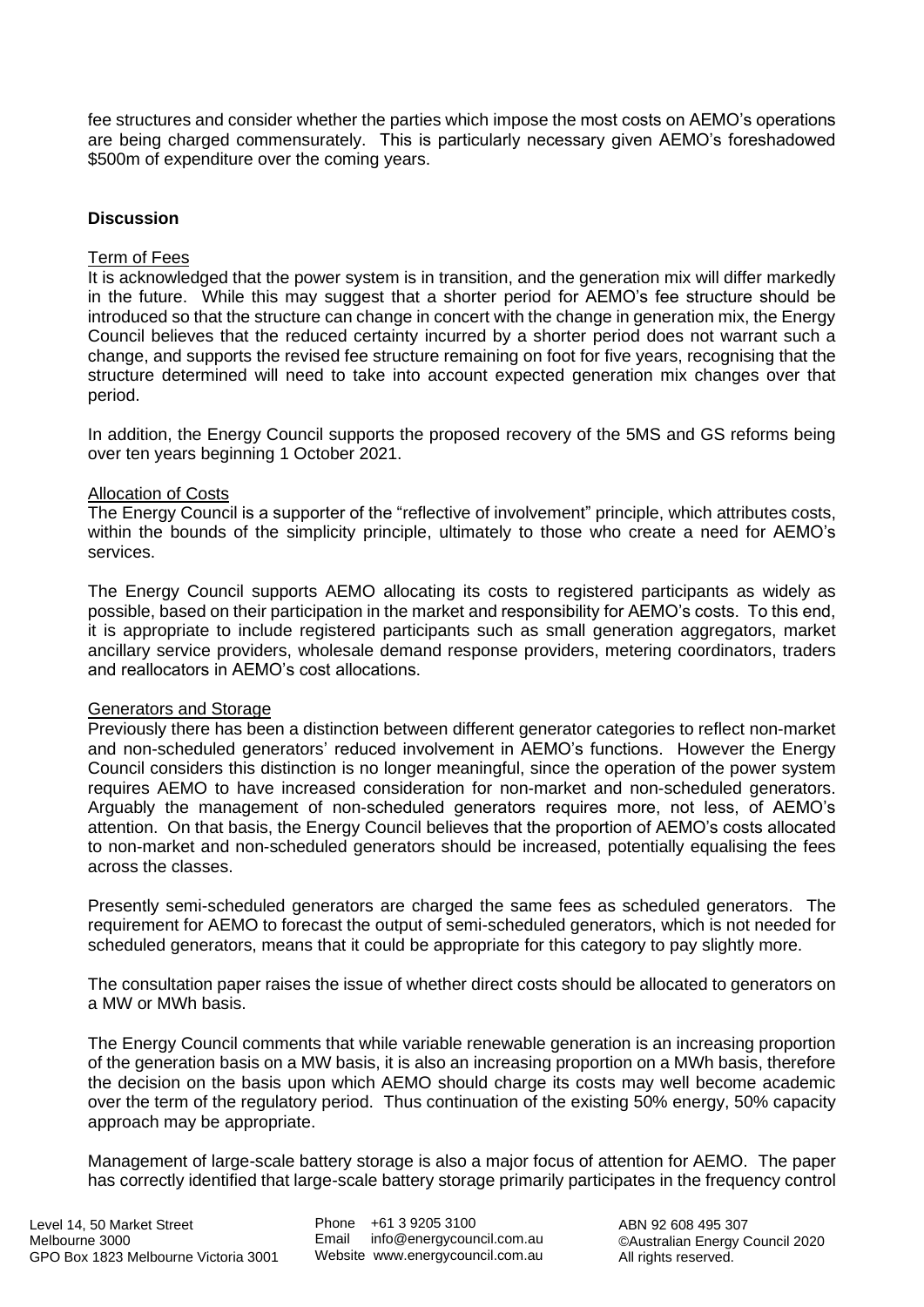fee structures and consider whether the parties which impose the most costs on AEMO's operations are being charged commensurately. This is particularly necessary given AEMO's foreshadowed $500m of expenditure over the coming years.

**Discussion**

Term of Fees

It is acknowledged that the power system is in transition, and the generation mix will differ markedly in the future. While this may suggest that a shorter period for AEMO's fee structure should be introduced so that the structure can change in concert with the change in generation mix, the Energy Council believes that the reduced certainty incurred by a shorter period does not warrant such a change, and supports the revised fee structure remaining on foot for five years, recognising that the structure determined will need to take into account expected generation mix changes over that period.

In addition, the Energy Council supports the proposed recovery of the 5MS and GS reforms being over ten years beginning 1 October 2021.

Allocation of Costs

The Energy Council is a supporter of the "reflective of involvement" principle, which attributes costs, within the bounds of the simplicity principle, ultimately to those who create a need for AEMO's services.

The Energy Council supports AEMO allocating its costs to registered participants as widely as possible, based on their participation in the market and responsibility for AEMO's costs. To this end, it is appropriate to include registered participants such as small generation aggregators, market ancillary service providers, wholesale demand response providers, metering coordinators, traders and reallocators in AEMO's cost allocations.

Generators and Storage

Previously there has been a distinction between different generator categories to reflect non-market and non-scheduled generators' reduced involvement in AEMO's functions. However the Energy Council considers this distinction is no longer meaningful, since the operation of the power system requires AEMO to have increased consideration for non-market and non-scheduled generators. Arguably the management of non-scheduled generators requires more, not less, of AEMO's attention. On that basis, the Energy Council believes that the proportion of AEMO's costs allocated to non-market and non-scheduled generators should be increased, potentially equalising the fees across the classes.

Presently semi-scheduled generators are charged the same fees as scheduled generators. The requirement for AEMO to forecast the output of semi-scheduled generators, which is not needed for scheduled generators, means that it could be appropriate for this category to pay slightly more.

The consultation paper raises the issue of whether direct costs should be allocated to generators on a MW or MWh basis.

The Energy Council comments that while variable renewable generation is an increasing proportion of the generation basis on a MW basis, it is also an increasing proportion on a MWh basis, therefore the decision on the basis upon which AEMO should charge its costs may well become academic over the term of the regulatory period. Thus continuation of the existing 50% energy, 50% capacity approach may be appropriate.

Management of large-scale battery storage is also a major focus of attention for AEMO. The paper has correctly identified that large-scale battery storage primarily participates in the frequency control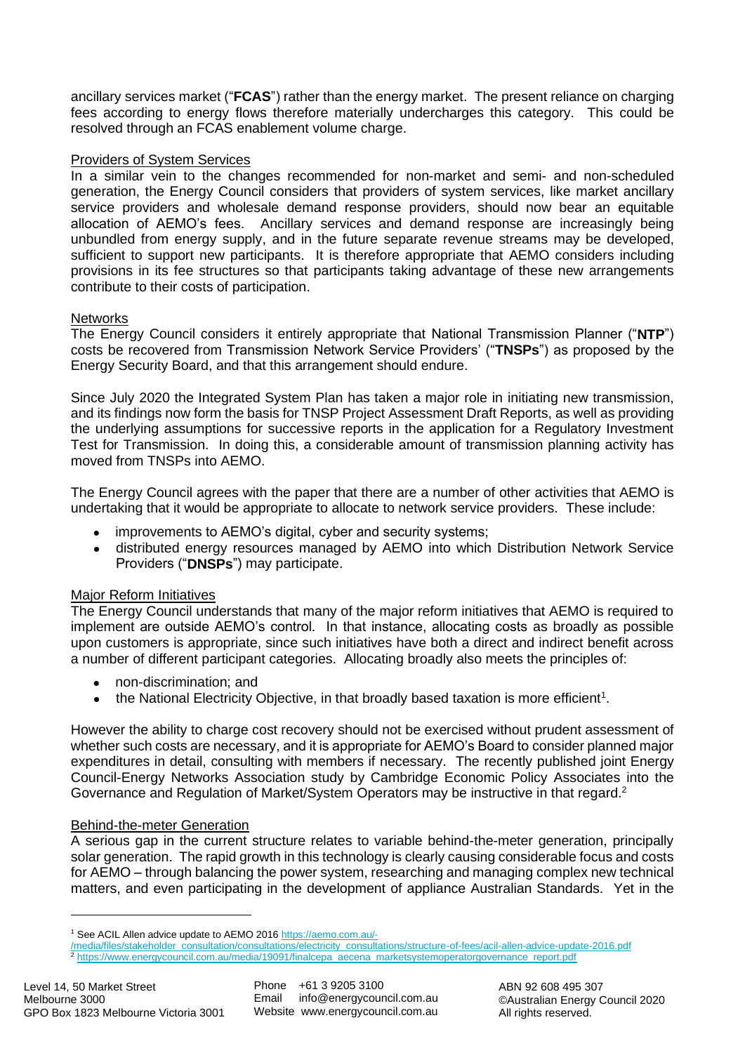ancillary services market ("**FCAS**") rather than the energy market. The present reliance on charging fees according to energy flows therefore materially undercharges this category. This could be resolved through an FCAS enablement volume charge.

Providers of System Services

In a similar vein to the changes recommended for non-market and semi- and non-scheduled generation, the Energy Council considers that providers of system services, like market ancillary service providers and wholesale demand response providers, should now bear an equitable allocation of AEMO's fees. Ancillary services and demand response are increasingly being unbundled from energy supply, and in the future separate revenue streams may be developed, sufficient to support new participants. It is therefore appropriate that AEMO considers including provisions in its fee structures so that participants taking advantage of these new arrangements contribute to their costs of participation.

Networks

The Energy Council considers it entirely appropriate that National Transmission Planner ("**NTP**") costs be recovered from Transmission Network Service Providers' ("**TNSPs**") as proposed by the Energy Security Board, and that this arrangement should endure.

Since July 2020 the Integrated System Plan has taken a major role in initiating new transmission, and its findings now form the basis for TNSP Project Assessment Draft Reports, as well as providing the underlying assumptions for successive reports in the application for a Regulatory Investment Test for Transmission. In doing this, a considerable amount of transmission planning activity has moved from TNSPs into AEMO.

The Energy Council agrees with the paper that there are a number of other activities that AEMO is undertaking that it would be appropriate to allocate to network service providers. These include:

- improvements to AEMO's digital, cyber and security systems;
- distributed energy resources managed by AEMO into which Distribution Network Service Providers ("**DNSPs**") may participate.

Major Reform Initiatives

The Energy Council understands that many of the major reform initiatives that AEMO is required to implement are outside AEMO's control. In that instance, allocating costs as broadly as possible upon customers is appropriate, since such initiatives have both a direct and indirect benefit across a number of different participant categories. Allocating broadly also meets the principles of:

- non-discrimination; and
- the National Electricity Objective, in that broadly based taxation is more efficient[1].

However the ability to charge cost recovery should not be exercised without prudent assessment of whether such costs are necessary, and it is appropriate for AEMO's Board to consider planned major expenditures in detail, consulting with members if necessary. The recently published joint Energy Council-Energy Networks Association study by Cambridge Economic Policy Associates into the Governance and Regulation of Market/System Operators may be instructive in that regard.[2]

Behind-the-meter Generation

A serious gap in the current structure relates to variable behind-the-meter generation, principally solar generation. The rapid growth in this technology is clearly causing considerable focus and costs for AEMO – through balancing the power system, researching and managing complex new technical matters, and even participating in the development of appliance Australian Standards. Yet in the

---

[1] See ACIL Allen advice update to AEMO 2016 https://aemo.com.au/-/media/files/stakeholder_consultation/consultations/electricity_consultations/structure-of-fees/acil-allen-advice-update-2016.pdf

[2] https://www.energycouncil.com.au/media/19091/finalcepa_aecena_marketsystemoperatorgovernance_report.pdf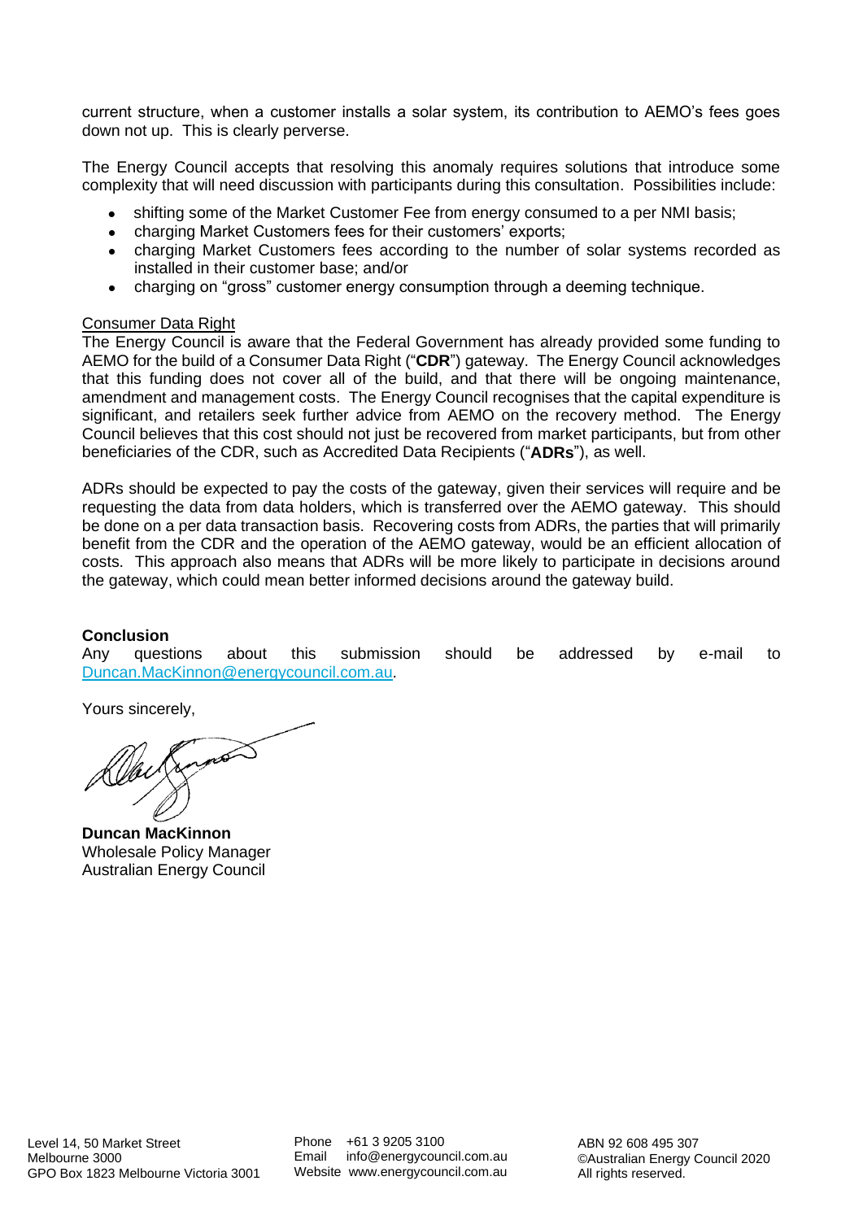current structure, when a customer installs a solar system, its contribution to AEMO's fees goes down not up. This is clearly perverse.

The Energy Council accepts that resolving this anomaly requires solutions that introduce some complexity that will need discussion with participants during this consultation. Possibilities include:

- shifting some of the Market Customer Fee from energy consumed to a per NMI basis;
- charging Market Customers fees for their customers' exports;
- charging Market Customers fees according to the number of solar systems recorded as installed in their customer base; and/or
- charging on "gross" customer energy consumption through a deeming technique.

<u>Consumer Data Right</u>

The Energy Council is aware that the Federal Government has already provided some funding to AEMO for the build of a Consumer Data Right ("**CDR**") gateway. The Energy Council acknowledges that this funding does not cover all of the build, and that there will be ongoing maintenance, amendment and management costs. The Energy Council recognises that the capital expenditure is significant, and retailers seek further advice from AEMO on the recovery method. The Energy Council believes that this cost should not just be recovered from market participants, but from other beneficiaries of the CDR, such as Accredited Data Recipients ("**ADRs**"), as well.

ADRs should be expected to pay the costs of the gateway, given their services will require and be requesting the data from data holders, which is transferred over the AEMO gateway. This should be done on a per data transaction basis. Recovering costs from ADRs, the parties that will primarily benefit from the CDR and the operation of the AEMO gateway, would be an efficient allocation of costs. This approach also means that ADRs will be more likely to participate in decisions around the gateway, which could mean better informed decisions around the gateway build.

**Conclusion**

Any questions about this submission should be addressed by e-mail to Duncan.MacKinnon@energycouncil.com.au.

Yours sincerely,

**Duncan MacKinnon**
Wholesale Policy Manager
Australian Energy Council

Level 14, 50 Market Street
Melbourne 3000
GPO Box 1823 Melbourne Victoria 3001

Phone +61 3 9205 3100
Email info@energycouncil.com.au
Website www.energycouncil.com.au

ABN 92 608 495 307
©Australian Energy Council 2020
All rights reserved.